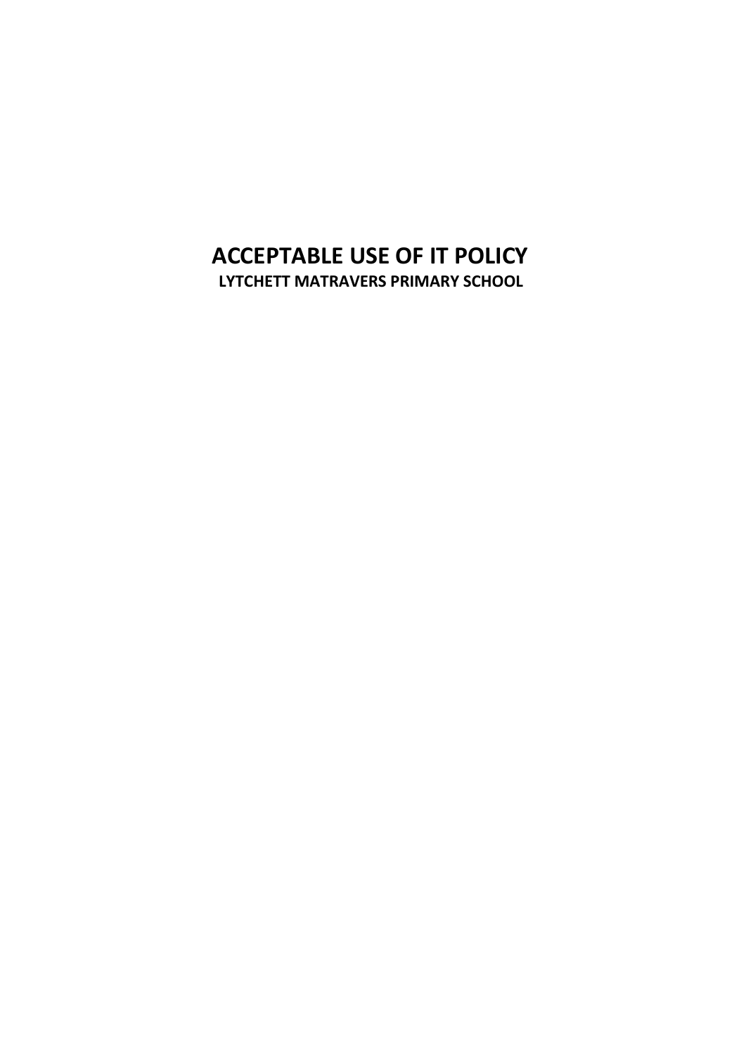# ACCEPTABLE USE OF IT POLICY

**LYTCHETT MATRAVERS PRIMARY SCHOOL**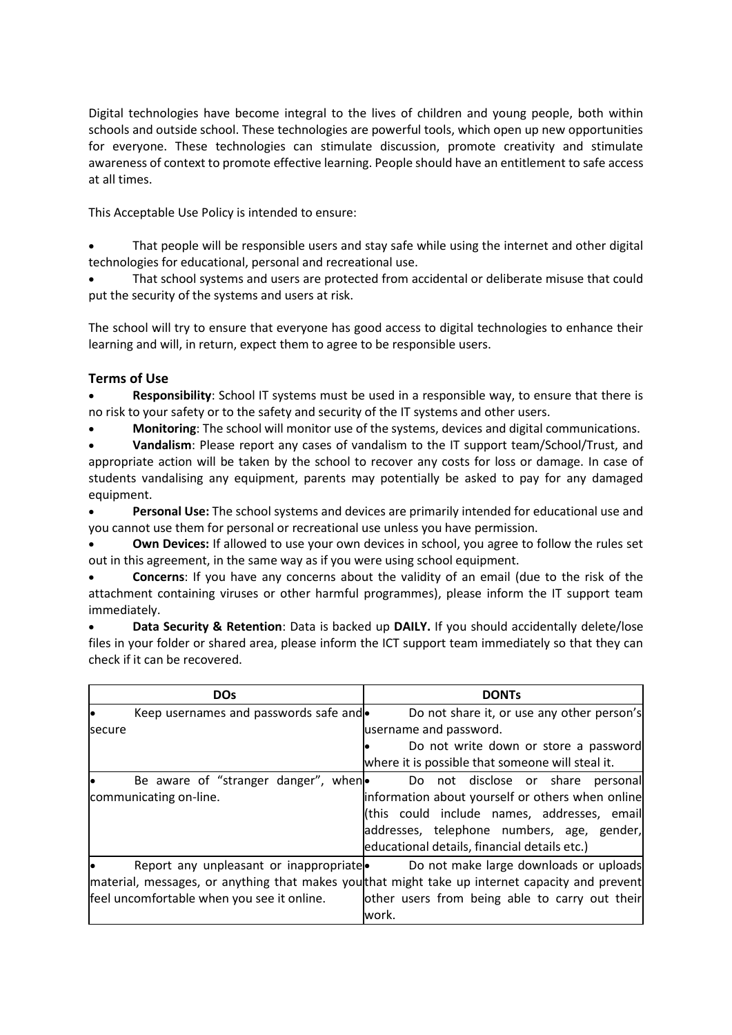Digital technologies have become integral to the lives of children and young people, both within schools and outside school. These technologies are powerful tools, which open up new opportunities for everyone. These technologies can stimulate discussion, promote creativity and stimulate awareness of context to promote effective learning. People should have an entitlement to safe access at all times.

This Acceptable Use Policy is intended to ensure:

- That people will be responsible users and stay safe while using the internet and other digital technologies for educational, personal and recreational use.
- That school systems and users are protected from accidental or deliberate misuse that could put the security of the systems and users at risk.

The school will try to ensure that everyone has good access to digital technologies to enhance their learning and will, in return, expect them to agree to be responsible users.

### Terms of Use

- **Responsibility**: School IT systems must be used in a responsible way, to ensure that there is no risk to your safety or to the safety and security of the IT systems and other users.
- **Monitoring**: The school will monitor use of the systems, devices and digital communications.
- **Vandalism**: Please report any cases of vandalism to the IT support team/School/Trust, and appropriate action will be taken by the school to recover any costs for loss or damage. In case of students vandalising any equipment, parents may potentially be asked to pay for any damaged equipment.
- **Personal Use:** The school systems and devices are primarily intended for educational use and you cannot use them for personal or recreational use unless you have permission.
- **Own Devices:** If allowed to use your own devices in school, you agree to follow the rules set out in this agreement, in the same way as if you were using school equipment.
- **Concerns**: If you have any concerns about the validity of an email (due to the risk of the attachment containing viruses or other harmful programmes), please inform the IT support team immediately.
- **Data Security & Retention**: Data is backed up **DAILY.** If you should accidentally delete/lose files in your folder or shared area, please inform the ICT support team immediately so that they can check if it can be recovered.

| DOs | DONTs |
| --- | --- |
| • Keep usernames and passwords safe and secure | • Do not share it, or use any other person's username and password.<br>• Do not write down or store a password where it is possible that someone will steal it. |
| • Be aware of "stranger danger", when communicating on-line. | • Do not disclose or share personal information about yourself or others when online (this could include names, addresses, email addresses, telephone numbers, age, gender, educational details, financial details etc.) |
| • Report any unpleasant or inappropriate material, messages, or anything that makes you feel uncomfortable when you see it online. | • Do not make large downloads or uploads that might take up internet capacity and prevent other users from being able to carry out their work. |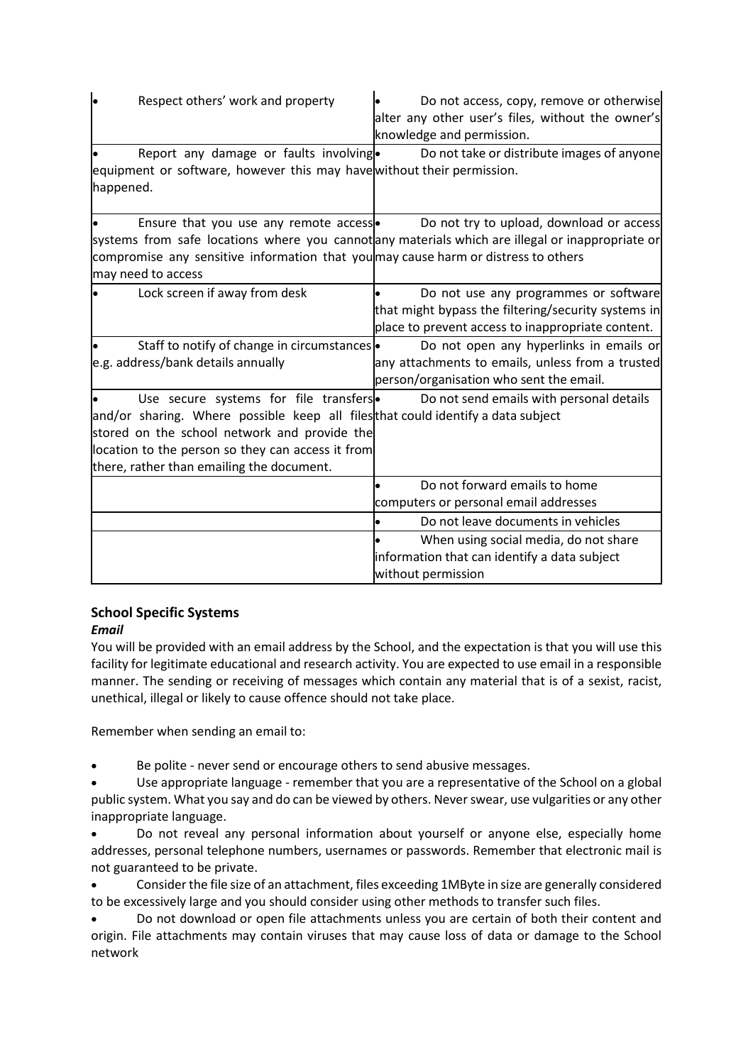| | |
|---|---|
| • Respect others' work and property | • Do not access, copy, remove or otherwise alter any other user's files, without the owner's knowledge and permission. |
| • Report any damage or faults involving equipment or software, however this may have happened. | • Do not take or distribute images of anyone without their permission. |
| • Ensure that you use any remote access systems from safe locations where you cannot compromise any sensitive information that you may need to access | • Do not try to upload, download or access any materials which are illegal or inappropriate or may cause harm or distress to others |
| • Lock screen if away from desk | • Do not use any programmes or software that might bypass the filtering/security systems in place to prevent access to inappropriate content. |
| • Staff to notify of change in circumstances e.g. address/bank details annually | • Do not open any hyperlinks in emails or any attachments to emails, unless from a trusted person/organisation who sent the email. |
| • Use secure systems for file transfers and/or sharing. Where possible keep all files stored on the school network and provide the location to the person so they can access it from there, rather than emailing the document. | • Do not send emails with personal details that could identify a data subject |
| | • Do not forward emails to home computers or personal email addresses |
| | • Do not leave documents in vehicles |
| | • When using social media, do not share information that can identify a data subject without permission |

## School Specific Systems

### *Email*

You will be provided with an email address by the School, and the expectation is that you will use this facility for legitimate educational and research activity. You are expected to use email in a responsible manner. The sending or receiving of messages which contain any material that is of a sexist, racist, unethical, illegal or likely to cause offence should not take place.

Remember when sending an email to:

- Be polite - never send or encourage others to send abusive messages.
- Use appropriate language - remember that you are a representative of the School on a global public system. What you say and do can be viewed by others. Never swear, use vulgarities or any other inappropriate language.
- Do not reveal any personal information about yourself or anyone else, especially home addresses, personal telephone numbers, usernames or passwords. Remember that electronic mail is not guaranteed to be private.
- Consider the file size of an attachment, files exceeding 1MByte in size are generally considered to be excessively large and you should consider using other methods to transfer such files.
- Do not download or open file attachments unless you are certain of both their content and origin. File attachments may contain viruses that may cause loss of data or damage to the School network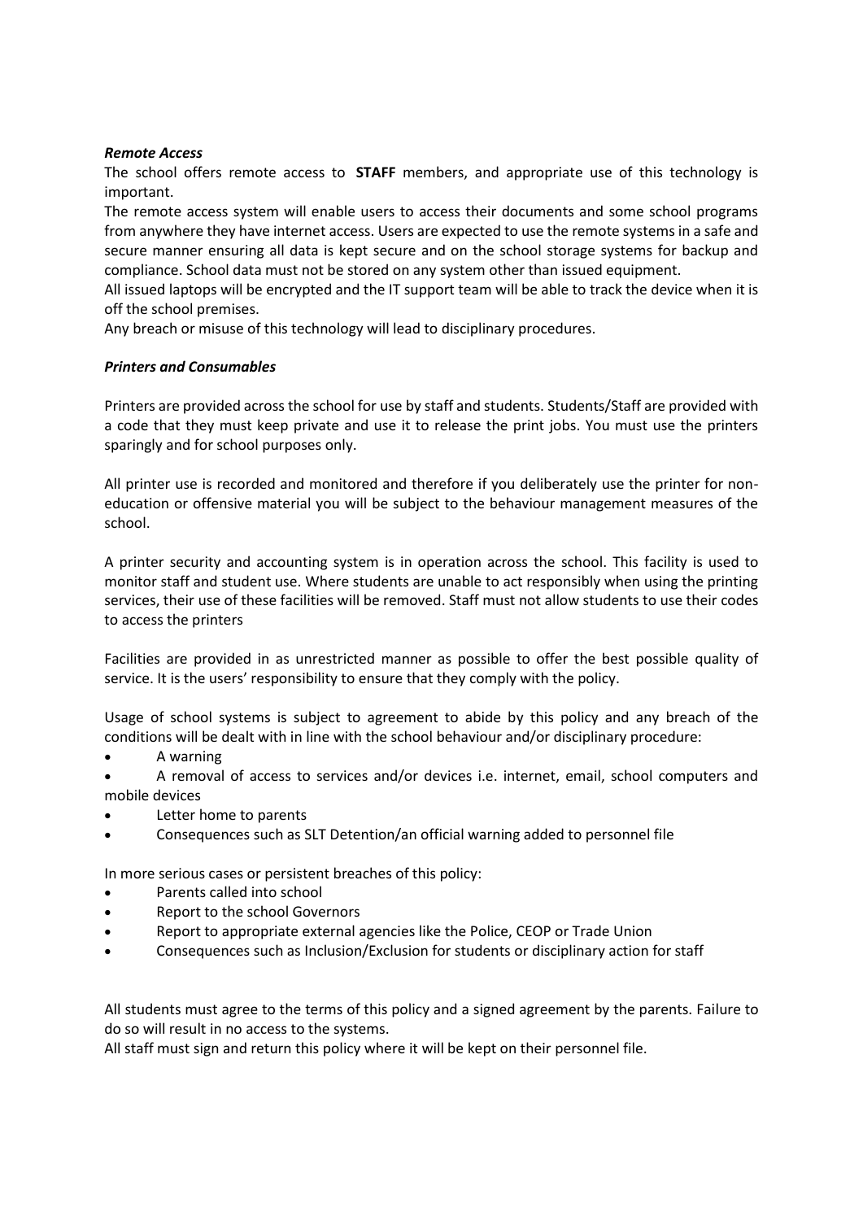***Remote Access***

The school offers remote access to **STAFF** members, and appropriate use of this technology is important.

The remote access system will enable users to access their documents and some school programs from anywhere they have internet access. Users are expected to use the remote systems in a safe and secure manner ensuring all data is kept secure and on the school storage systems for backup and compliance. School data must not be stored on any system other than issued equipment.

All issued laptops will be encrypted and the IT support team will be able to track the device when it is off the school premises.

Any breach or misuse of this technology will lead to disciplinary procedures.

***Printers and Consumables***

Printers are provided across the school for use by staff and students. Students/Staff are provided with a code that they must keep private and use it to release the print jobs. You must use the printers sparingly and for school purposes only.

All printer use is recorded and monitored and therefore if you deliberately use the printer for non-education or offensive material you will be subject to the behaviour management measures of the school.

A printer security and accounting system is in operation across the school. This facility is used to monitor staff and student use. Where students are unable to act responsibly when using the printing services, their use of these facilities will be removed. Staff must not allow students to use their codes to access the printers

Facilities are provided in as unrestricted manner as possible to offer the best possible quality of service. It is the users' responsibility to ensure that they comply with the policy.

Usage of school systems is subject to agreement to abide by this policy and any breach of the conditions will be dealt with in line with the school behaviour and/or disciplinary procedure:

- A warning
- A removal of access to services and/or devices i.e. internet, email, school computers and mobile devices
- Letter home to parents
- Consequences such as SLT Detention/an official warning added to personnel file

In more serious cases or persistent breaches of this policy:

- Parents called into school
- Report to the school Governors
- Report to appropriate external agencies like the Police, CEOP or Trade Union
- Consequences such as Inclusion/Exclusion for students or disciplinary action for staff

All students must agree to the terms of this policy and a signed agreement by the parents. Failure to do so will result in no access to the systems.

All staff must sign and return this policy where it will be kept on their personnel file.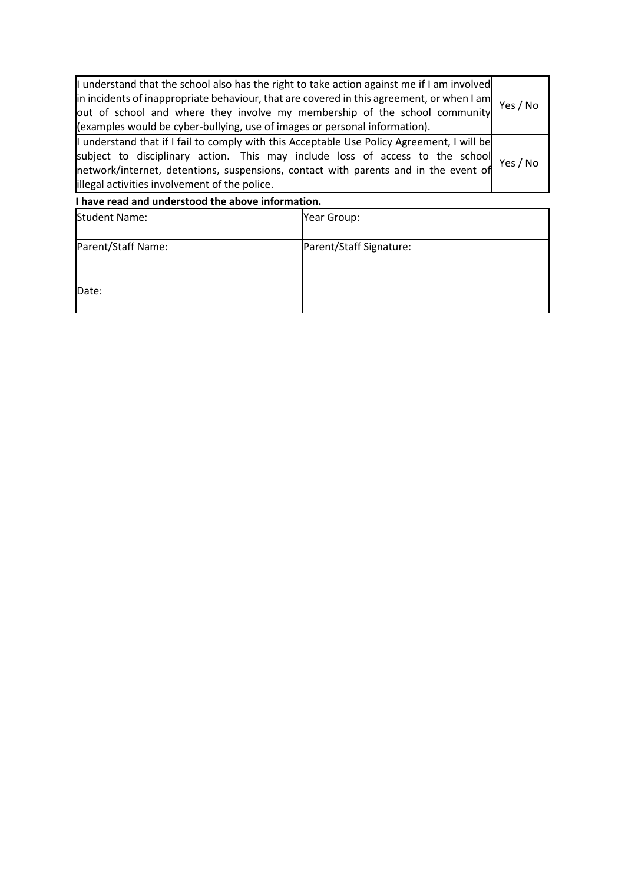| | |
|---|---|
| I understand that the school also has the right to take action against me if I am involved in incidents of inappropriate behaviour, that are covered in this agreement, or when I am out of school and where they involve my membership of the school community (examples would be cyber-bullying, use of images or personal information). | Yes / No |
| I understand that if I fail to comply with this Acceptable Use Policy Agreement, I will be subject to disciplinary action. This may include loss of access to the school network/internet, detentions, suspensions, contact with parents and in the event of illegal activities involvement of the police. | Yes / No |

**I have read and understood the above information.**

| | |
|---|---|
| Student Name: | Year Group: |
| Parent/Staff Name: | Parent/Staff Signature: |
| Date: | |